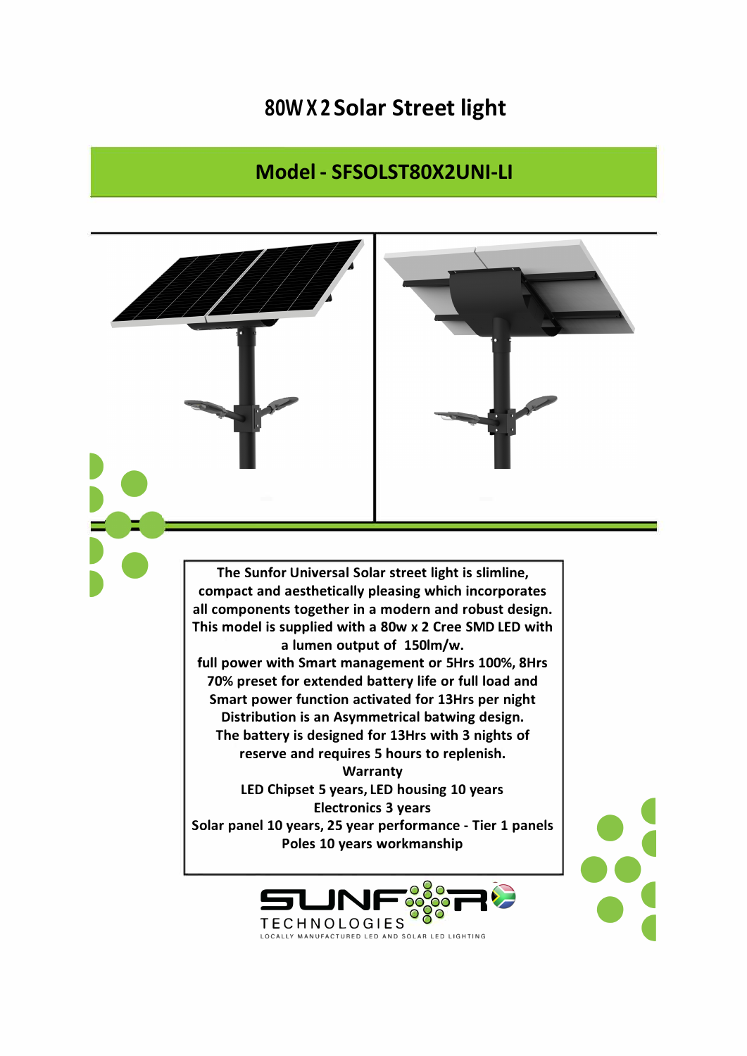# 80W X 2 Solar Street light

## Model - SFSOLST80X2UNI-LI

The Sunfor Universal Solar street light is slimline, compact and aesthetically pleasing which incorporates all components together in a modern and robust design. This model is supplied with a 80w x 2 Cree SMD LED with a lumen output of 150lm/w.

full power with Smart management or 5Hrs 100%, 8Hrs 70% preset for extended battery life or full load and Smart power function activated for 13Hrs per night

Distribution is an Asymmetrical batwing design.

The battery is designed for 13Hrs with 3 nights of reserve and requires 5 hours to replenish.

**Warranty**

LED Chipset 5 years, LED housing 10 years

Electronics 3 years

Solar panel 10 years, 25 year performance - Tier 1 panels

Poles 10 years workmanship

SUNFOR TECHNOLOGIES

LOCALLY MANUFACTURED LED AND SOLAR LED LIGHTING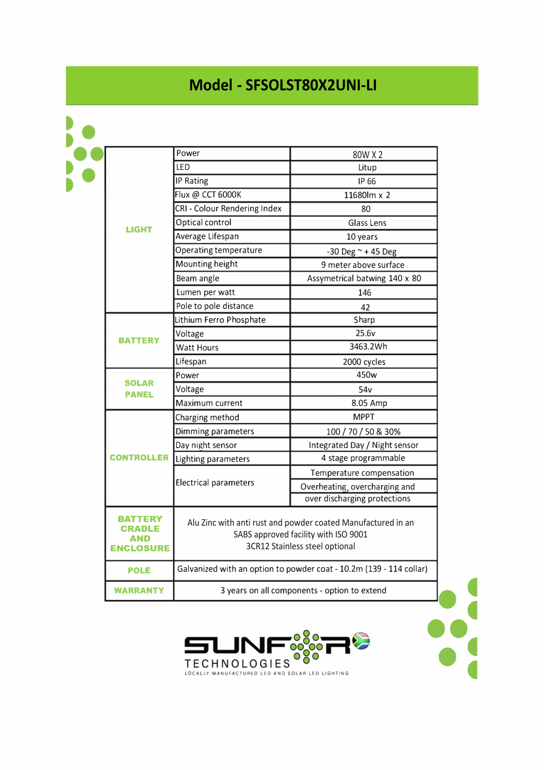# Model - SFSOLST80X2UNI-LI

| | | |
|---|---|---|
| LIGHT | Power | 80W X 2 |
| | LED | Litup |
| | IP Rating | IP 66 |
| | Flux @ CCT 6000K | 11680lm x 2 |
| | CRI - Colour Rendering Index | 80 |
| | Optical control | Glass Lens |
| | Average Lifespan | 10 years |
| | Operating temperature | -30 Deg ~ + 45 Deg |
| | Mounting height | 9 meter above surface |
| | Beam angle | Assymetrical batwing 140 x 80 |
| | Lumen per watt | 146 |
| | Pole to pole distance | 42 |
| BATTERY | Lithium Ferro Phosphate | Sharp |
| | Voltage | 25.6v |
| | Watt Hours | 3463.2Wh |
| | Lifespan | 2000 cycles |
| SOLAR PANEL | Power | 450w |
| | Voltage | 54v |
| | Maximum current | 8.05 Amp |
| CONTROLLER | Charging method | MPPT |
| | Dimming parameters | 100 / 70 / 50 & 30% |
| | Day night sensor | Integrated Day / Night sensor |
| | Lighting parameters | 4 stage programmable |
| | Electrical parameters | Temperature compensation |
| | | Overheating, overcharging and over discharging protections |
| BATTERY CRADLE AND ENCLOSURE | Alu Zinc with anti rust and powder coated Manufactured in an SABS approved facility with ISO 9001<br>3CR12 Stainless steel optional | |
| POLE | Galvanized with an option to powder coat - 10.2m (139 - 114 collar) | |
| WARRANTY | 3 years on all components - option to extend | |

SUNFOR TECHNOLOGIES

LOCALLY MANUFACTURED LED AND SOLAR LED LIGHTING